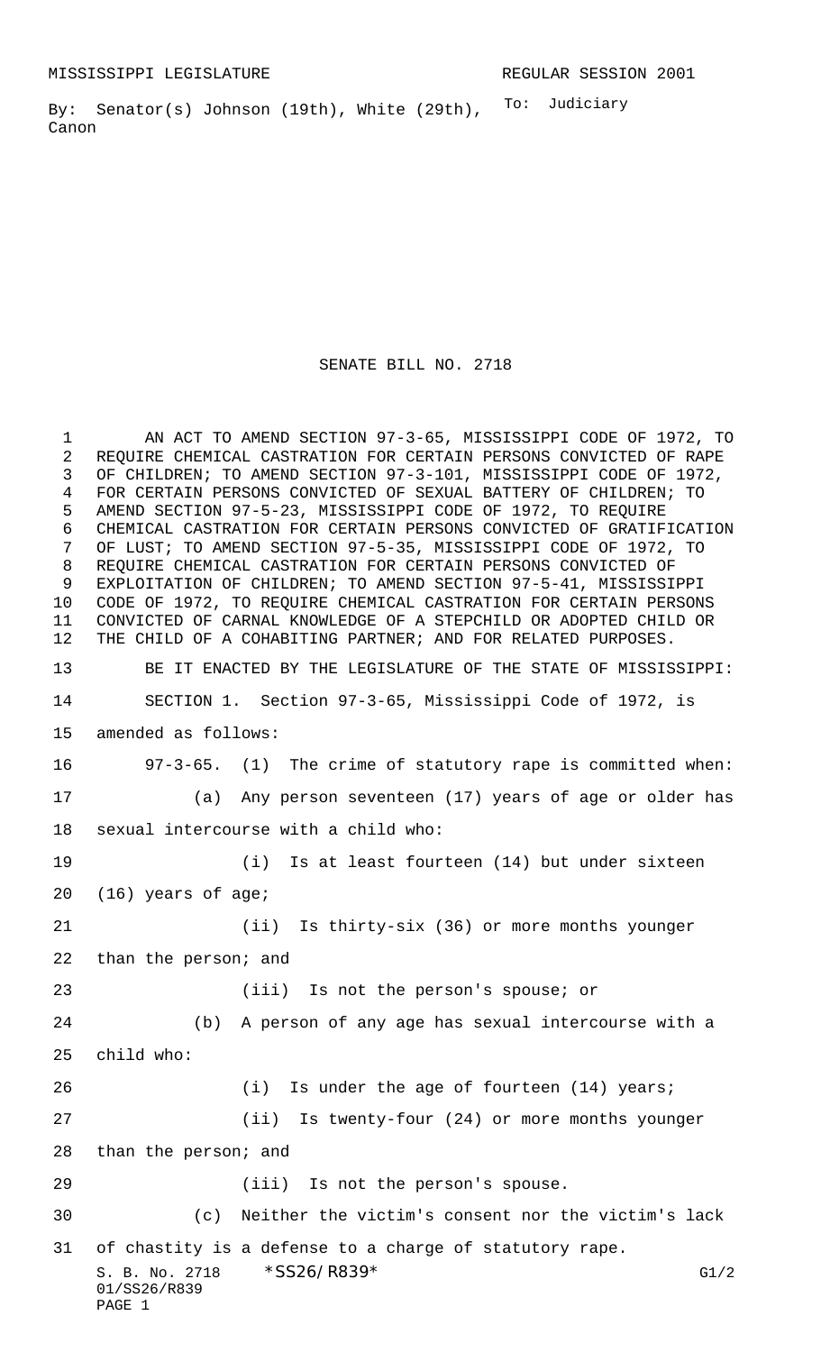MISSISSIPPI LEGISLATURE REGULAR SESSION 2001

By: Senator(s) Johnson (19th), White (29th), Canon

To: Judiciary

# SENATE BILL NO. 2718

AN ACT TO AMEND SECTION 97-3-65, MISSISSIPPI CODE OF 1972, TO REQUIRE CHEMICAL CASTRATION FOR CERTAIN PERSONS CONVICTED OF RAPE OF CHILDREN; TO AMEND SECTION 97-3-101, MISSISSIPPI CODE OF 1972, FOR CERTAIN PERSONS CONVICTED OF SEXUAL BATTERY OF CHILDREN; TO AMEND SECTION 97-5-23, MISSISSIPPI CODE OF 1972, TO REQUIRE CHEMICAL CASTRATION FOR CERTAIN PERSONS CONVICTED OF GRATIFICATION OF LUST; TO AMEND SECTION 97-5-35, MISSISSIPPI CODE OF 1972, TO REQUIRE CHEMICAL CASTRATION FOR CERTAIN PERSONS CONVICTED OF EXPLOITATION OF CHILDREN; TO AMEND SECTION 97-5-41, MISSISSIPPI CODE OF 1972, TO REQUIRE CHEMICAL CASTRATION FOR CERTAIN PERSONS CONVICTED OF CARNAL KNOWLEDGE OF A STEPCHILD OR ADOPTED CHILD OR THE CHILD OF A COHABITING PARTNER; AND FOR RELATED PURPOSES.

BE IT ENACTED BY THE LEGISLATURE OF THE STATE OF MISSISSIPPI:

SECTION 1. Section 97-3-65, Mississippi Code of 1972, is amended as follows:

97-3-65. (1) The crime of statutory rape is committed when:

(a) Any person seventeen (17) years of age or older has sexual intercourse with a child who:

(i) Is at least fourteen (14) but under sixteen (16) years of age;

(ii) Is thirty-six (36) or more months younger than the person; and

(iii) Is not the person's spouse; or

(b) A person of any age has sexual intercourse with a child who:

(i) Is under the age of fourteen (14) years;

(ii) Is twenty-four (24) or more months younger than the person; and

(iii) Is not the person's spouse.

(c) Neither the victim's consent nor the victim's lack of chastity is a defense to a charge of statutory rape.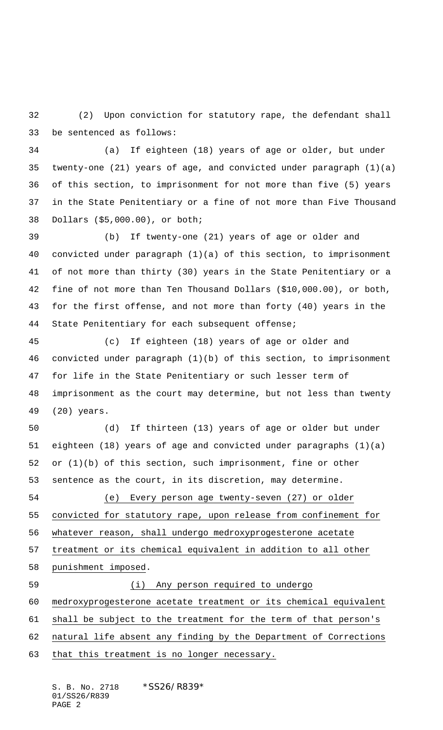(2) Upon conviction for statutory rape, the defendant shall be sentenced as follows:

(a) If eighteen (18) years of age or older, but under twenty-one (21) years of age, and convicted under paragraph (1)(a) of this section, to imprisonment for not more than five (5) years in the State Penitentiary or a fine of not more than Five Thousand Dollars ($5,000.00), or both;

(b) If twenty-one (21) years of age or older and convicted under paragraph (1)(a) of this section, to imprisonment of not more than thirty (30) years in the State Penitentiary or a fine of not more than Ten Thousand Dollars ($10,000.00), or both, for the first offense, and not more than forty (40) years in the State Penitentiary for each subsequent offense;

(c) If eighteen (18) years of age or older and convicted under paragraph (1)(b) of this section, to imprisonment for life in the State Penitentiary or such lesser term of imprisonment as the court may determine, but not less than twenty (20) years.

(d) If thirteen (13) years of age or older but under eighteen (18) years of age and convicted under paragraphs (1)(a) or (1)(b) of this section, such imprisonment, fine or other sentence as the court, in its discretion, may determine.

(e) Every person age twenty-seven (27) or older convicted for statutory rape, upon release from confinement for whatever reason, shall undergo medroxyprogesterone acetate treatment or its chemical equivalent in addition to all other punishment imposed.

(i) Any person required to undergo medroxyprogesterone acetate treatment or its chemical equivalent shall be subject to the treatment for the term of that person's natural life absent any finding by the Department of Corrections that this treatment is no longer necessary.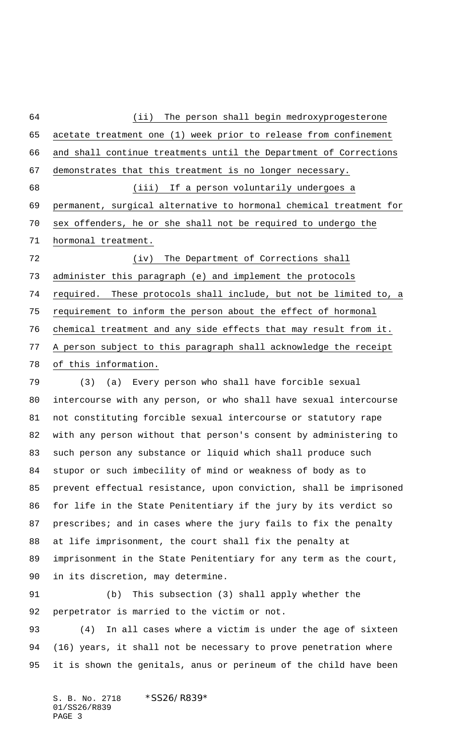(ii) The person shall begin medroxyprogesterone acetate treatment one (1) week prior to release from confinement and shall continue treatments until the Department of Corrections demonstrates that this treatment is no longer necessary.

(iii) If a person voluntarily undergoes a permanent, surgical alternative to hormonal chemical treatment for sex offenders, he or she shall not be required to undergo the hormonal treatment.

(iv) The Department of Corrections shall administer this paragraph (e) and implement the protocols required. These protocols shall include, but not be limited to, a requirement to inform the person about the effect of hormonal chemical treatment and any side effects that may result from it. A person subject to this paragraph shall acknowledge the receipt of this information.

(3) (a) Every person who shall have forcible sexual intercourse with any person, or who shall have sexual intercourse not constituting forcible sexual intercourse or statutory rape with any person without that person's consent by administering to such person any substance or liquid which shall produce such stupor or such imbecility of mind or weakness of body as to prevent effectual resistance, upon conviction, shall be imprisoned for life in the State Penitentiary if the jury by its verdict so prescribes; and in cases where the jury fails to fix the penalty at life imprisonment, the court shall fix the penalty at imprisonment in the State Penitentiary for any term as the court, in its discretion, may determine.

(b) This subsection (3) shall apply whether the perpetrator is married to the victim or not.

(4) In all cases where a victim is under the age of sixteen (16) years, it shall not be necessary to prove penetration where it is shown the genitals, anus or perineum of the child have been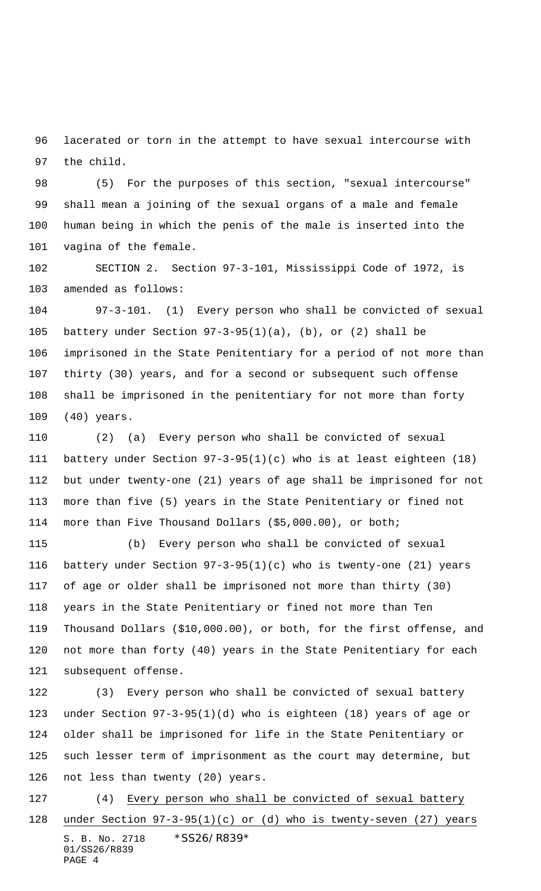lacerated or torn in the attempt to have sexual intercourse with the child.

(5) For the purposes of this section, "sexual intercourse" shall mean a joining of the sexual organs of a male and female human being in which the penis of the male is inserted into the vagina of the female.

SECTION 2. Section 97-3-101, Mississippi Code of 1972, is amended as follows:

97-3-101. (1) Every person who shall be convicted of sexual battery under Section 97-3-95(1)(a), (b), or (2) shall be imprisoned in the State Penitentiary for a period of not more than thirty (30) years, and for a second or subsequent such offense shall be imprisoned in the penitentiary for not more than forty (40) years.

(2) (a) Every person who shall be convicted of sexual battery under Section 97-3-95(1)(c) who is at least eighteen (18) but under twenty-one (21) years of age shall be imprisoned for not more than five (5) years in the State Penitentiary or fined not more than Five Thousand Dollars ($5,000.00), or both;

(b) Every person who shall be convicted of sexual battery under Section 97-3-95(1)(c) who is twenty-one (21) years of age or older shall be imprisoned not more than thirty (30) years in the State Penitentiary or fined not more than Ten Thousand Dollars ($10,000.00), or both, for the first offense, and not more than forty (40) years in the State Penitentiary for each subsequent offense.

(3) Every person who shall be convicted of sexual battery under Section 97-3-95(1)(d) who is eighteen (18) years of age or older shall be imprisoned for life in the State Penitentiary or such lesser term of imprisonment as the court may determine, but not less than twenty (20) years.

(4) <u>Every person who shall be convicted of sexual battery under Section 97-3-95(1)(c) or (d) who is twenty-seven (27) years</u>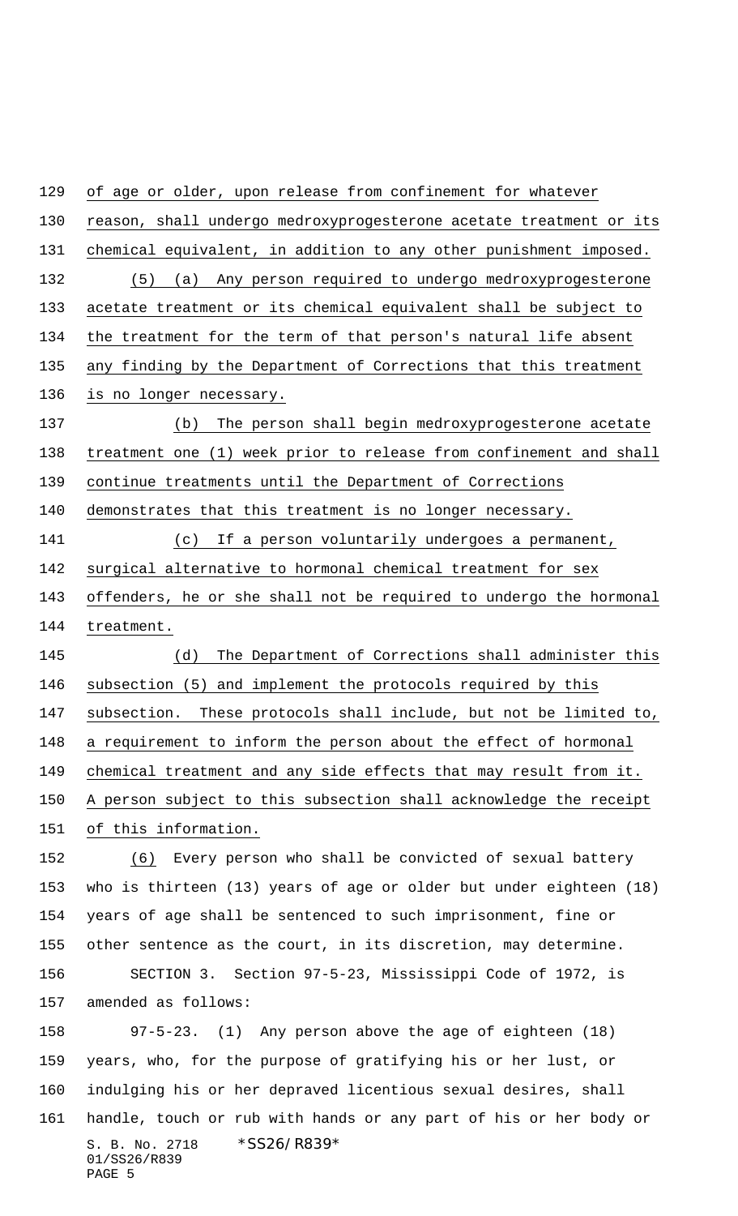of age or older, upon release from confinement for whatever reason, shall undergo medroxyprogesterone acetate treatment or its chemical equivalent, in addition to any other punishment imposed.

(5) (a) Any person required to undergo medroxyprogesterone acetate treatment or its chemical equivalent shall be subject to the treatment for the term of that person's natural life absent any finding by the Department of Corrections that this treatment is no longer necessary.

(b) The person shall begin medroxyprogesterone acetate treatment one (1) week prior to release from confinement and shall continue treatments until the Department of Corrections demonstrates that this treatment is no longer necessary.

(c) If a person voluntarily undergoes a permanent, surgical alternative to hormonal chemical treatment for sex offenders, he or she shall not be required to undergo the hormonal treatment.

(d) The Department of Corrections shall administer this subsection (5) and implement the protocols required by this subsection. These protocols shall include, but not be limited to, a requirement to inform the person about the effect of hormonal chemical treatment and any side effects that may result from it. A person subject to this subsection shall acknowledge the receipt of this information.

(6) Every person who shall be convicted of sexual battery who is thirteen (13) years of age or older but under eighteen (18) years of age shall be sentenced to such imprisonment, fine or other sentence as the court, in its discretion, may determine.

SECTION 3. Section 97-5-23, Mississippi Code of 1972, is amended as follows:

97-5-23. (1) Any person above the age of eighteen (18) years, who, for the purpose of gratifying his or her lust, or indulging his or her depraved licentious sexual desires, shall handle, touch or rub with hands or any part of his or her body or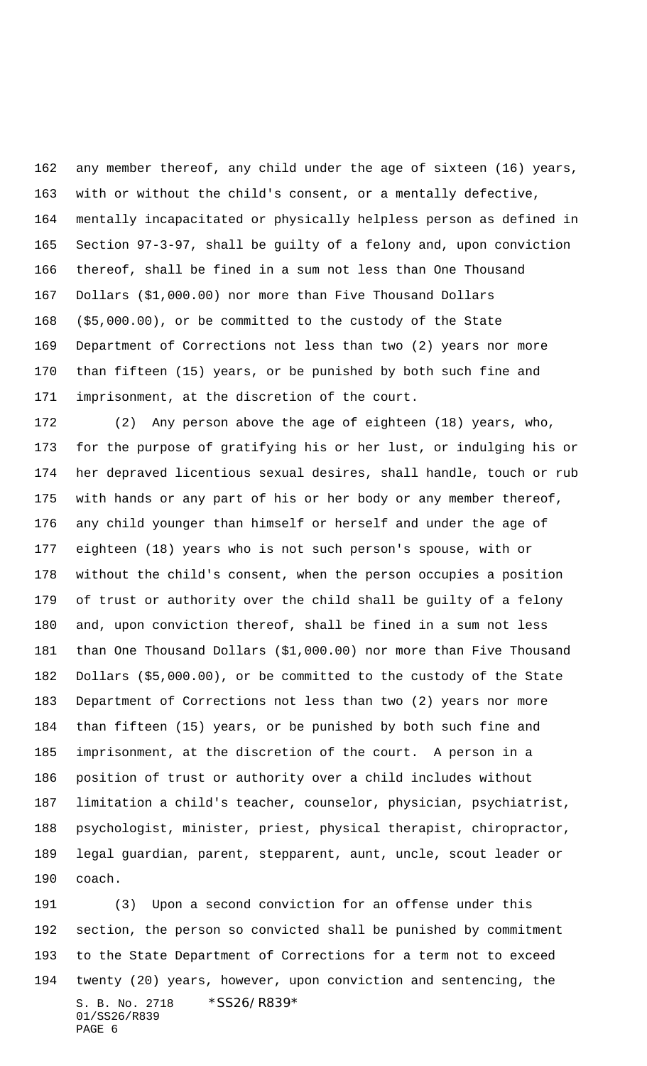any member thereof, any child under the age of sixteen (16) years, with or without the child's consent, or a mentally defective, mentally incapacitated or physically helpless person as defined in Section 97-3-97, shall be guilty of a felony and, upon conviction thereof, shall be fined in a sum not less than One Thousand Dollars ($1,000.00) nor more than Five Thousand Dollars ($5,000.00), or be committed to the custody of the State Department of Corrections not less than two (2) years nor more than fifteen (15) years, or be punished by both such fine and imprisonment, at the discretion of the court.

(2) Any person above the age of eighteen (18) years, who, for the purpose of gratifying his or her lust, or indulging his or her depraved licentious sexual desires, shall handle, touch or rub with hands or any part of his or her body or any member thereof, any child younger than himself or herself and under the age of eighteen (18) years who is not such person's spouse, with or without the child's consent, when the person occupies a position of trust or authority over the child shall be guilty of a felony and, upon conviction thereof, shall be fined in a sum not less than One Thousand Dollars ($1,000.00) nor more than Five Thousand Dollars ($5,000.00), or be committed to the custody of the State Department of Corrections not less than two (2) years nor more than fifteen (15) years, or be punished by both such fine and imprisonment, at the discretion of the court. A person in a position of trust or authority over a child includes without limitation a child's teacher, counselor, physician, psychiatrist, psychologist, minister, priest, physical therapist, chiropractor, legal guardian, parent, stepparent, aunt, uncle, scout leader or coach.

(3) Upon a second conviction for an offense under this section, the person so convicted shall be punished by commitment to the State Department of Corrections for a term not to exceed twenty (20) years, however, upon conviction and sentencing, the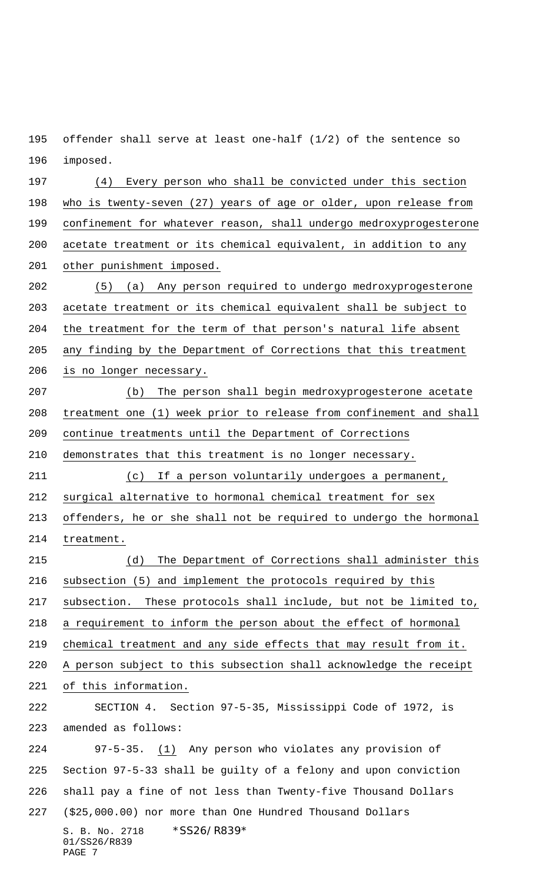offender shall serve at least one-half (1/2) of the sentence so imposed.

(4) Every person who shall be convicted under this section who is twenty-seven (27) years of age or older, upon release from confinement for whatever reason, shall undergo medroxyprogesterone acetate treatment or its chemical equivalent, in addition to any other punishment imposed.

(5) (a) Any person required to undergo medroxyprogesterone acetate treatment or its chemical equivalent shall be subject to the treatment for the term of that person's natural life absent any finding by the Department of Corrections that this treatment is no longer necessary.

(b) The person shall begin medroxyprogesterone acetate treatment one (1) week prior to release from confinement and shall continue treatments until the Department of Corrections demonstrates that this treatment is no longer necessary.

(c) If a person voluntarily undergoes a permanent, surgical alternative to hormonal chemical treatment for sex offenders, he or she shall not be required to undergo the hormonal treatment.

(d) The Department of Corrections shall administer this subsection (5) and implement the protocols required by this subsection. These protocols shall include, but not be limited to, a requirement to inform the person about the effect of hormonal chemical treatment and any side effects that may result from it. A person subject to this subsection shall acknowledge the receipt of this information.

SECTION 4. Section 97-5-35, Mississippi Code of 1972, is amended as follows:

97-5-35. (1) Any person who violates any provision of Section 97-5-33 shall be guilty of a felony and upon conviction shall pay a fine of not less than Twenty-five Thousand Dollars ($25,000.00) nor more than One Hundred Thousand Dollars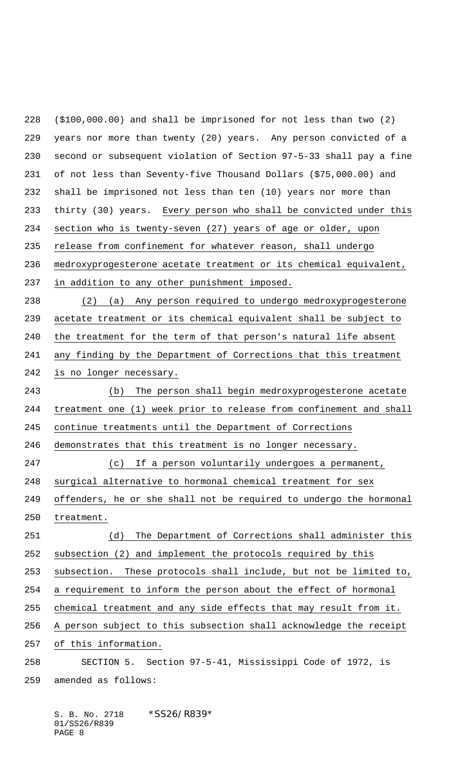($100,000.00) and shall be imprisoned for not less than two (2) years nor more than twenty (20) years. Any person convicted of a second or subsequent violation of Section 97-5-33 shall pay a fine of not less than Seventy-five Thousand Dollars ($75,000.00) and shall be imprisoned not less than ten (10) years nor more than thirty (30) years. Every person who shall be convicted under this section who is twenty-seven (27) years of age or older, upon release from confinement for whatever reason, shall undergo medroxyprogesterone acetate treatment or its chemical equivalent, in addition to any other punishment imposed.

(2) (a) Any person required to undergo medroxyprogesterone acetate treatment or its chemical equivalent shall be subject to the treatment for the term of that person's natural life absent any finding by the Department of Corrections that this treatment is no longer necessary.

(b) The person shall begin medroxyprogesterone acetate treatment one (1) week prior to release from confinement and shall continue treatments until the Department of Corrections demonstrates that this treatment is no longer necessary.

(c) If a person voluntarily undergoes a permanent, surgical alternative to hormonal chemical treatment for sex offenders, he or she shall not be required to undergo the hormonal treatment.

(d) The Department of Corrections shall administer this subsection (2) and implement the protocols required by this subsection. These protocols shall include, but not be limited to, a requirement to inform the person about the effect of hormonal chemical treatment and any side effects that may result from it. A person subject to this subsection shall acknowledge the receipt of this information.

SECTION 5. Section 97-5-41, Mississippi Code of 1972, is amended as follows: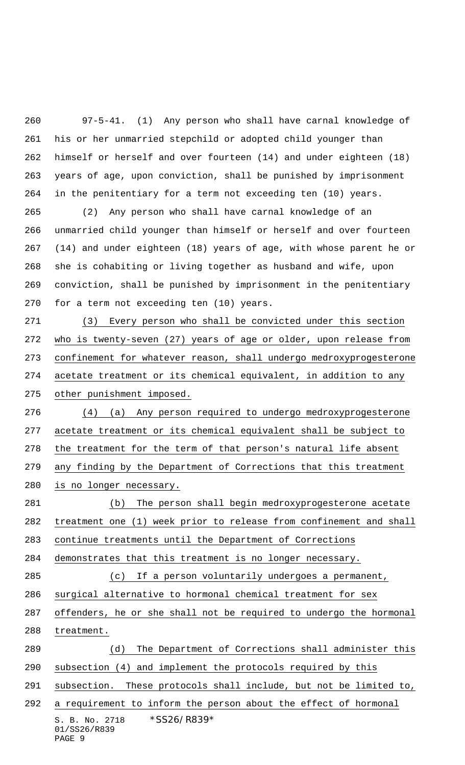97-5-41. (1) Any person who shall have carnal knowledge of his or her unmarried stepchild or adopted child younger than himself or herself and over fourteen (14) and under eighteen (18) years of age, upon conviction, shall be punished by imprisonment in the penitentiary for a term not exceeding ten (10) years.

(2) Any person who shall have carnal knowledge of an unmarried child younger than himself or herself and over fourteen (14) and under eighteen (18) years of age, with whose parent he or she is cohabiting or living together as husband and wife, upon conviction, shall be punished by imprisonment in the penitentiary for a term not exceeding ten (10) years.

(3) Every person who shall be convicted under this section who is twenty-seven (27) years of age or older, upon release from confinement for whatever reason, shall undergo medroxyprogesterone acetate treatment or its chemical equivalent, in addition to any other punishment imposed.

(4) (a) Any person required to undergo medroxyprogesterone acetate treatment or its chemical equivalent shall be subject to the treatment for the term of that person's natural life absent any finding by the Department of Corrections that this treatment is no longer necessary.

(b) The person shall begin medroxyprogesterone acetate treatment one (1) week prior to release from confinement and shall continue treatments until the Department of Corrections demonstrates that this treatment is no longer necessary.

(c) If a person voluntarily undergoes a permanent, surgical alternative to hormonal chemical treatment for sex offenders, he or she shall not be required to undergo the hormonal treatment.

(d) The Department of Corrections shall administer this subsection (4) and implement the protocols required by this subsection. These protocols shall include, but not be limited to, a requirement to inform the person about the effect of hormonal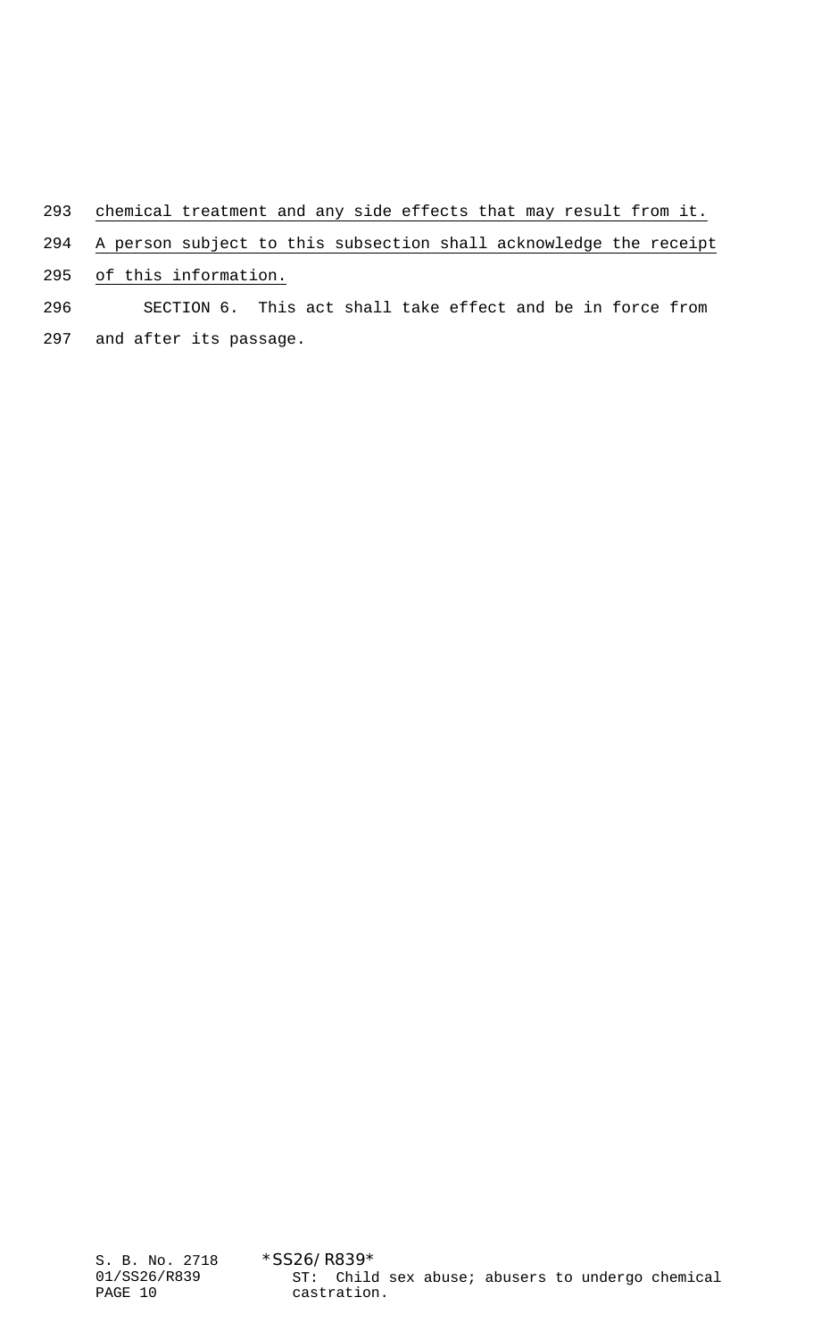293 chemical treatment and any side effects that may result from it.

294 A person subject to this subsection shall acknowledge the receipt

295 of this information.

296 SECTION 6. This act shall take effect and be in force from

297 and after its passage.